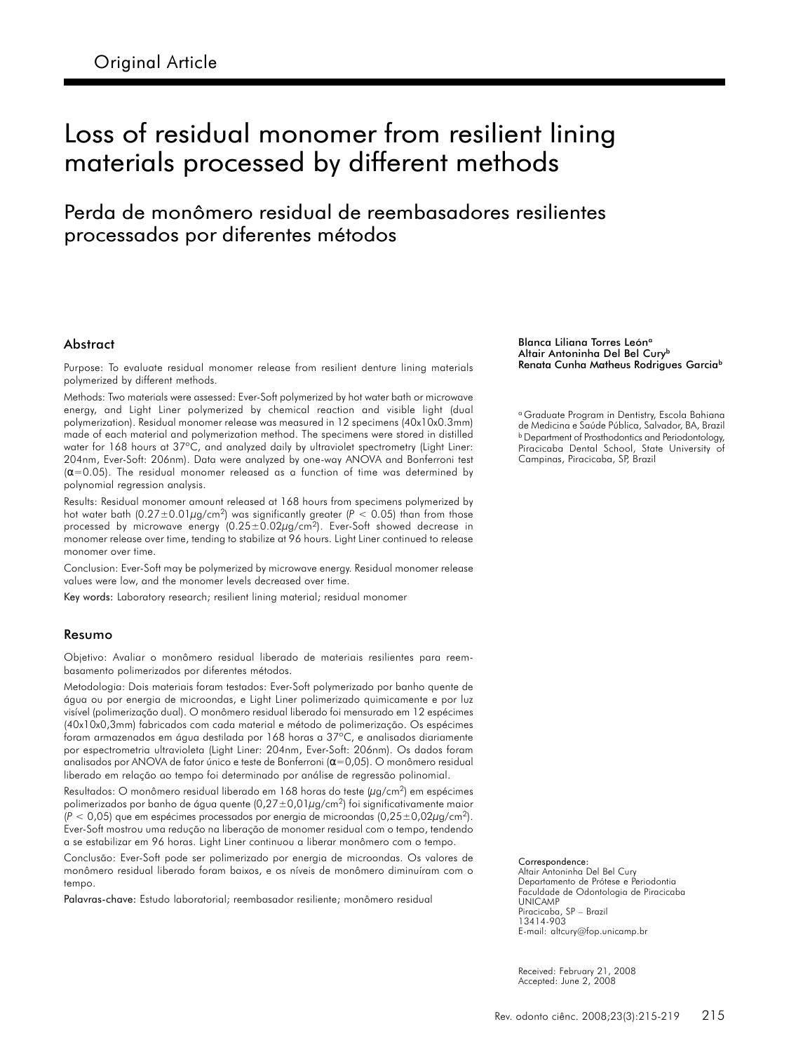Original Article

# Loss of residual monomer from resilient lining materials processed by different methods

## Perda de monômero residual de reembasadores resilientes processados por diferentes métodos

Blanca Liliana Torres León[a]
Altair Antoninha Del Bel Cury[b]
Renata Cunha Matheus Rodrigues Garcia[b]

[a] Graduate Program in Dentistry, Escola Bahiana de Medicina e Saúde Pública, Salvador, BA, Brazil
[b] Department of Prosthodontics and Periodontology, Piracicaba Dental School, State University of Campinas, Piracicaba, SP, Brazil

### Abstract

Purpose: To evaluate residual monomer release from resilient denture lining materials polymerized by different methods.

Methods: Two materials were assessed: Ever-Soft polymerized by hot water bath or microwave energy, and Light Liner polymerized by chemical reaction and visible light (dual polymerization). Residual monomer release was measured in 12 specimens (40x10x0.3mm) made of each material and polymerization method. The specimens were stored in distilled water for 168 hours at 37°C, and analyzed daily by ultraviolet spectrometry (Light Liner: 204nm, Ever-Soft: 206nm). Data were analyzed by one-way ANOVA and Bonferroni test ($\alpha$=0.05). The residual monomer released as a function of time was determined by polynomial regression analysis.

Results: Residual monomer amount released at 168 hours from specimens polymerized by hot water bath ($0.27\pm0.01\mu g/cm^2$) was significantly greater ($P < 0.05$) than from those processed by microwave energy ($0.25\pm0.02\mu g/cm^2$). Ever-Soft showed decrease in monomer release over time, tending to stabilize at 96 hours. Light Liner continued to release monomer over time.

Conclusion: Ever-Soft may be polymerized by microwave energy. Residual monomer release values were low, and the monomer levels decreased over time.

Key words: Laboratory research; resilient lining material; residual monomer

### Resumo

Objetivo: Avaliar o monômero residual liberado de materiais resilientes para reembasamento polimerizados por diferentes métodos.

Metodologia: Dois materiais foram testados: Ever-Soft polymerizado por banho quente de água ou por energia de microondas, e Light Liner polimerizado quimicamente e por luz visível (polimerização dual). O monômero residual liberado foi mensurado em 12 espécimes (40x10x0,3mm) fabricados com cada material e método de polimerização. Os espécimes foram armazenados em água destilada por 168 horas a 37°C, e analisados diariamente por espectrometria ultravioleta (Light Liner: 204nm, Ever-Soft: 206nm). Os dados foram analisados por ANOVA de fator único e teste de Bonferroni ($\alpha$=0,05). O monômero residual liberado em relação ao tempo foi determinado por análise de regressão polinomial.

Resultados: O monômero residual liberado em 168 horas do teste ($\mu g/cm^2$) em espécimes polimerizados por banho de água quente ($0,27\pm0,01\mu g/cm^2$) foi significativamente maior ($P < 0,05$) que em espécimes processados por energia de microondas ($0,25\pm0,02\mu g/cm^2$). Ever-Soft mostrou uma redução na liberação de monomer residual com o tempo, tendendo a se estabilizar em 96 horas. Light Liner continuou a liberar monômero com o tempo.

Conclusão: Ever-Soft pode ser polimerizado por energia de microondas. Os valores de monômero residual liberado foram baixos, e os níveis de monômero diminuíram com o tempo.

Palavras-chave: Estudo laboratorial; reembasador resiliente; monômero residual

Correspondence:
Altair Antoninha Del Bel Cury
Departamento de Prótese e Periodontia
Faculdade de Odontologia de Piracicaba
UNICAMP
Piracicaba, SP – Brazil
13414-903
E-mail: altcury@fop.unicamp.br

Received: February 21, 2008
Accepted: June 2, 2008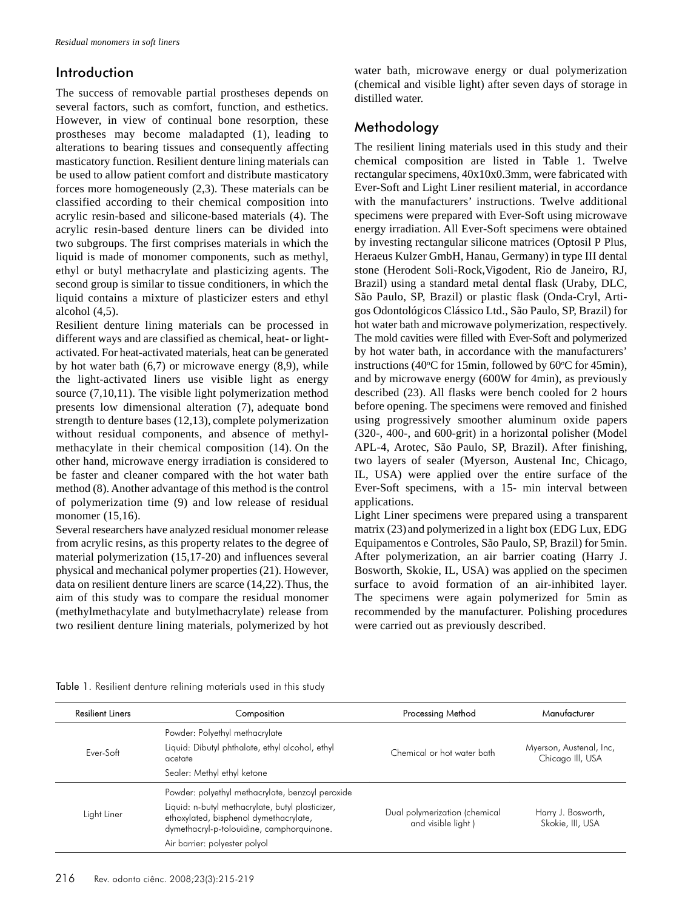## Introduction

The success of removable partial prostheses depends on several factors, such as comfort, function, and esthetics. However, in view of continual bone resorption, these prostheses may become maladapted (1), leading to alterations to bearing tissues and consequently affecting masticatory function. Resilient denture lining materials can be used to allow patient comfort and distribute masticatory forces more homogeneously (2,3). These materials can be classified according to their chemical composition into acrylic resin-based and silicone-based materials (4). The acrylic resin-based denture liners can be divided into two subgroups. The first comprises materials in which the liquid is made of monomer components, such as methyl, ethyl or butyl methacrylate and plasticizing agents. The second group is similar to tissue conditioners, in which the liquid contains a mixture of plasticizer esters and ethyl alcohol (4,5).

Resilient denture lining materials can be processed in different ways and are classified as chemical, heat- or light-activated. For heat-activated materials, heat can be generated by hot water bath (6,7) or microwave energy (8,9), while the light-activated liners use visible light as energy source (7,10,11). The visible light polymerization method presents low dimensional alteration (7), adequate bond strength to denture bases (12,13), complete polymerization without residual components, and absence of methyl-methacylate in their chemical composition (14). On the other hand, microwave energy irradiation is considered to be faster and cleaner compared with the hot water bath method (8). Another advantage of this method is the control of polymerization time (9) and low release of residual monomer (15,16).

Several researchers have analyzed residual monomer release from acrylic resins, as this property relates to the degree of material polymerization (15,17-20) and influences several physical and mechanical polymer properties (21). However, data on resilient denture liners are scarce (14,22). Thus, the aim of this study was to compare the residual monomer (methylmethacylate and butylmethacrylate) release from two resilient denture lining materials, polymerized by hot water bath, microwave energy or dual polymerization (chemical and visible light) after seven days of storage in distilled water.

## Methodology

The resilient lining materials used in this study and their chemical composition are listed in Table 1. Twelve rectangular specimens, 40x10x0.3mm, were fabricated with Ever-Soft and Light Liner resilient material, in accordance with the manufacturers' instructions. Twelve additional specimens were prepared with Ever-Soft using microwave energy irradiation. All Ever-Soft specimens were obtained by investing rectangular silicone matrices (Optosil P Plus, Heraeus Kulzer GmbH, Hanau, Germany) in type III dental stone (Herodent Soli-Rock,Vigodent, Rio de Janeiro, RJ, Brazil) using a standard metal dental flask (Uraby, DLC, São Paulo, SP, Brazil) or plastic flask (Onda-Cryl, Artigos Odontológicos Clássico Ltd., São Paulo, SP, Brazil) for hot water bath and microwave polymerization, respectively. The mold cavities were filled with Ever-Soft and polymerized by hot water bath, in accordance with the manufacturers' instructions (40°C for 15min, followed by 60°C for 45min), and by microwave energy (600W for 4min), as previously described (23). All flasks were bench cooled for 2 hours before opening. The specimens were removed and finished using progressively smoother aluminum oxide papers (320-, 400-, and 600-grit) in a horizontal polisher (Model APL-4, Arotec, São Paulo, SP, Brazil). After finishing, two layers of sealer (Myerson, Austenal Inc, Chicago, IL, USA) were applied over the entire surface of the Ever-Soft specimens, with a 15- min interval between applications.

Light Liner specimens were prepared using a transparent matrix (23) and polymerized in a light box (EDG Lux, EDG Equipamentos e Controles, São Paulo, SP, Brazil) for 5min. After polymerization, an air barrier coating (Harry J. Bosworth, Skokie, IL, USA) was applied on the specimen surface to avoid formation of an air-inhibited layer. The specimens were again polymerized for 5min as recommended by the manufacturer. Polishing procedures were carried out as previously described.

Table 1. Resilient denture relining materials used in this study

| Resilient Liners | Composition | Processing Method | Manufacturer |
|---|---|---|---|
| Ever-Soft | Powder: Polyethyl methacrylate<br>Liquid: Dibutyl phthalate, ethyl alcohol, ethyl acetate<br>Sealer: Methyl ethyl ketone | Chemical or hot water bath | Myerson, Austenal, Inc, Chicago Ill, USA |
| Light Liner | Powder: polyethyl methacrylate, benzoyl peroxide<br>Liquid: n-butyl methacrylate, butyl plasticizer, ethoxylated, bisphenol dymethacrylate, dymethacryl-p-tolouidine, camphorquinone.<br>Air barrier: polyester polyol | Dual polymerization (chemical and visible light ) | Harry J. Bosworth, Skokie, Ill, USA |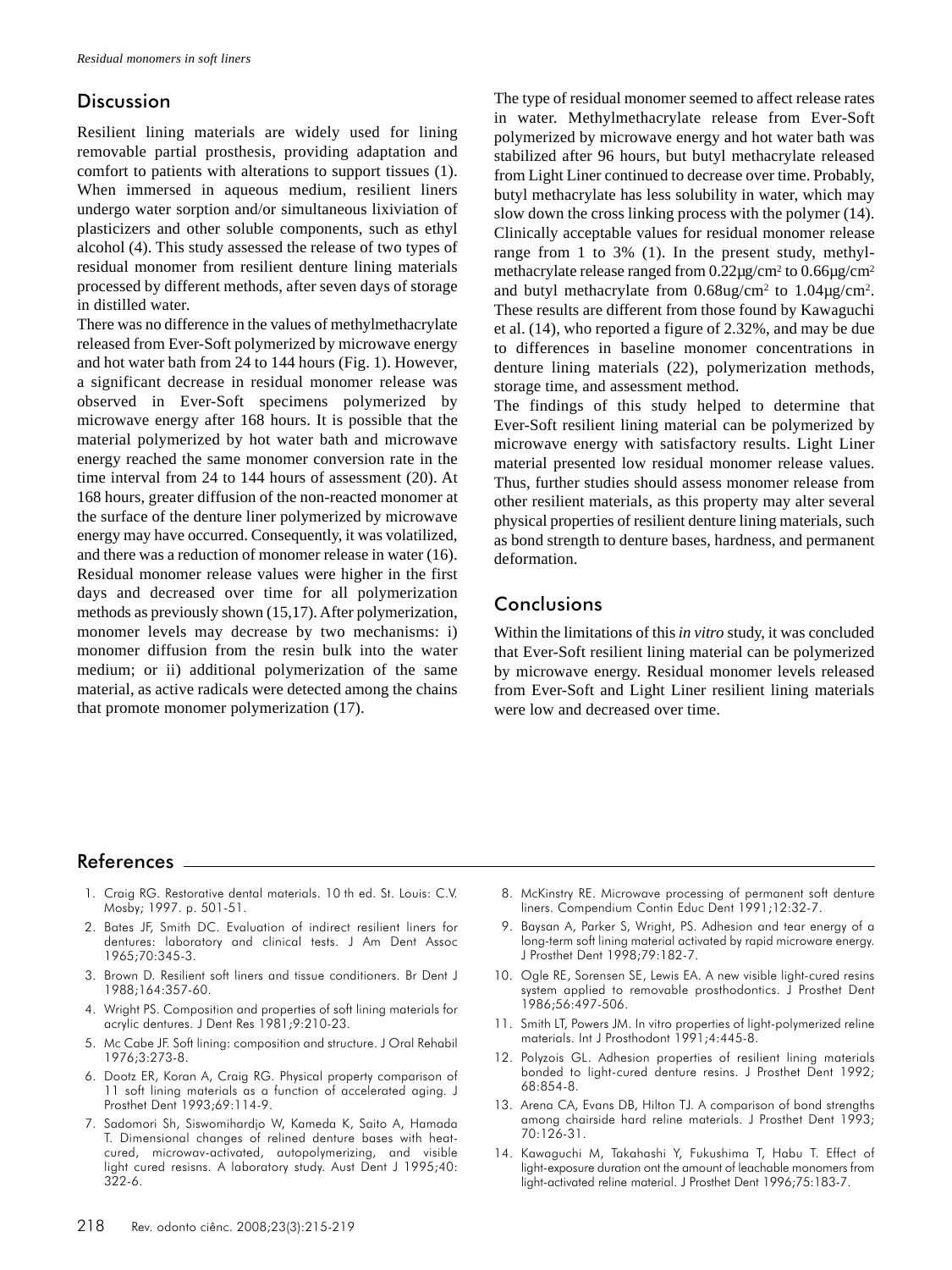## Discussion

Resilient lining materials are widely used for lining removable partial prosthesis, providing adaptation and comfort to patients with alterations to support tissues (1). When immersed in aqueous medium, resilient liners undergo water sorption and/or simultaneous lixiviation of plasticizers and other soluble components, such as ethyl alcohol (4). This study assessed the release of two types of residual monomer from resilient denture lining materials processed by different methods, after seven days of storage in distilled water.

There was no difference in the values of methylmethacrylate released from Ever-Soft polymerized by microwave energy and hot water bath from 24 to 144 hours (Fig. 1). However, a significant decrease in residual monomer release was observed in Ever-Soft specimens polymerized by microwave energy after 168 hours. It is possible that the material polymerized by hot water bath and microwave energy reached the same monomer conversion rate in the time interval from 24 to 144 hours of assessment (20). At 168 hours, greater diffusion of the non-reacted monomer at the surface of the denture liner polymerized by microwave energy may have occurred. Consequently, it was volatilized, and there was a reduction of monomer release in water (16).

Residual monomer release values were higher in the first days and decreased over time for all polymerization methods as previously shown (15,17). After polymerization, monomer levels may decrease by two mechanisms: i) monomer diffusion from the resin bulk into the water medium; or ii) additional polymerization of the same material, as active radicals were detected among the chains that promote monomer polymerization (17).

The type of residual monomer seemed to affect release rates in water. Methylmethacrylate release from Ever-Soft polymerized by microwave energy and hot water bath was stabilized after 96 hours, but butyl methacrylate released from Light Liner continued to decrease over time. Probably, butyl methacrylate has less solubility in water, which may slow down the cross linking process with the polymer (14). Clinically acceptable values for residual monomer release range from 1 to 3% (1). In the present study, methylmethacrylate release ranged from 0.22µg/cm$^2$ to 0.66µg/cm$^2$ and butyl methacrylate from 0.68ug/cm$^2$ to 1.04µg/cm$^2$. These results are different from those found by Kawaguchi et al. (14), who reported a figure of 2.32%, and may be due to differences in baseline monomer concentrations in denture lining materials (22), polymerization methods, storage time, and assessment method.

The findings of this study helped to determine that Ever-Soft resilient lining material can be polymerized by microwave energy with satisfactory results. Light Liner material presented low residual monomer release values. Thus, further studies should assess monomer release from other resilient materials, as this property may alter several physical properties of resilient denture lining materials, such as bond strength to denture bases, hardness, and permanent deformation.

## Conclusions

Within the limitations of this *in vitro* study, it was concluded that Ever-Soft resilient lining material can be polymerized by microwave energy. Residual monomer levels released from Ever-Soft and Light Liner resilient lining materials were low and decreased over time.

## References

1. Craig RG. Restorative dental materials. 10 th ed. St. Louis: C.V. Mosby; 1997. p. 501-51.
2. Bates JF, Smith DC. Evaluation of indirect resilient liners for dentures: laboratory and clinical tests. J Am Dent Assoc 1965;70:345-3.
3. Brown D. Resilient soft liners and tissue conditioners. Br Dent J 1988;164:357-60.
4. Wright PS. Composition and properties of soft lining materials for acrylic dentures. J Dent Res 1981;9:210-23.
5. Mc Cabe JF. Soft lining: composition and structure. J Oral Rehabil 1976;3:273-8.
6. Dootz ER, Koran A, Craig RG. Physical property comparison of 11 soft lining materials as a function of accelerated aging. J Prosthet Dent 1993;69:114-9.
7. Sadomori Sh, Siswomihardjo W, Kameda K, Saito A, Hamada T. Dimensional changes of relined denture bases with heat-cured, microwav-activated, autopolymerizing, and visible light cured resisns. A laboratory study. Aust Dent J 1995;40: 322-6.
8. McKinstry RE. Microwave processing of permanent soft denture liners. Compendium Contin Educ Dent 1991;12:32-7.
9. Baysan A, Parker S, Wright, PS. Adhesion and tear energy of a long-term soft lining material activated by rapid microware energy. J Prosthet Dent 1998;79:182-7.
10. Ogle RE, Sorensen SE, Lewis EA. A new visible light-cured resins system applied to removable prosthodontics. J Prosthet Dent 1986;56:497-506.
11. Smith LT, Powers JM. In vitro properties of light-polymerized reline materials. Int J Prosthodont 1991;4:445-8.
12. Polyzois GL. Adhesion properties of resilient lining materials bonded to light-cured denture resins. J Prosthet Dent 1992; 68:854-8.
13. Arena CA, Evans DB, Hilton TJ. A comparison of bond strengths among chairside hard reline materials. J Prosthet Dent 1993; 70:126-31.
14. Kawaguchi M, Takahashi Y, Fukushima T, Habu T. Effect of light-exposure duration ont the amount of leachable monomers from light-activated reline material. J Prosthet Dent 1996;75:183-7.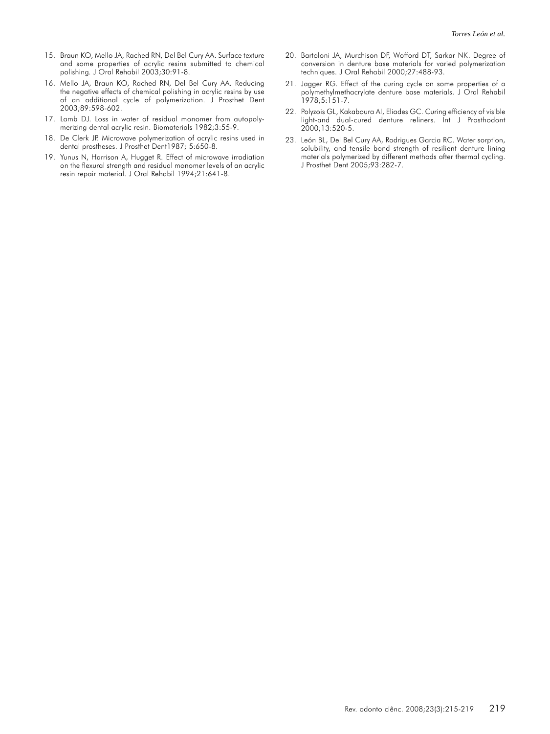15. Braun KO, Mello JA, Rached RN, Del Bel Cury AA. Surface texture and some properties of acrylic resins submitted to chemical polishing. J Oral Rehabil 2003;30:91-8.
16. Mello JA, Braun KO, Rached RN, Del Bel Cury AA. Reducing the negative effects of chemical polishing in acrylic resins by use of an additional cycle of polymerization. J Prosthet Dent 2003;89:598-602.
17. Lamb DJ. Loss in water of residual monomer from autopolymerizing dental acrylic resin. Biomaterials 1982;3:55-9.
18. De Clerk JP. Microwave polymerization of acrylic resins used in dental prostheses. J Prosthet Dent1987; 5:650-8.
19. Yunus N, Harrison A, Hugget R. Effect of microwave irradiation on the flexural strength and residual monomer levels of an acrylic resin repair material. J Oral Rehabil 1994;21:641-8.
20. Bartoloni JA, Murchison DF, Wofford DT, Sarkar NK. Degree of conversion in denture base materials for varied polymerization techniques. J Oral Rehabil 2000;27:488-93.
21. Jagger RG. Effect of the curing cycle on some properties of a polymethylmethacrylate denture base materials. J Oral Rehabil 1978;5:151-7.
22. Polyzois GL, Kakaboura AI, Eliades GC. Curing efficiency of visible light-and dual-cured denture reliners. Int J Prosthodont 2000;13:520-5.
23. León BL, Del Bel Cury AA, Rodrigues Garcia RC. Water sorption, solubility, and tensile bond strength of resilient denture lining materials polymerized by different methods after thermal cycling. J Prosthet Dent 2005;93:282-7.